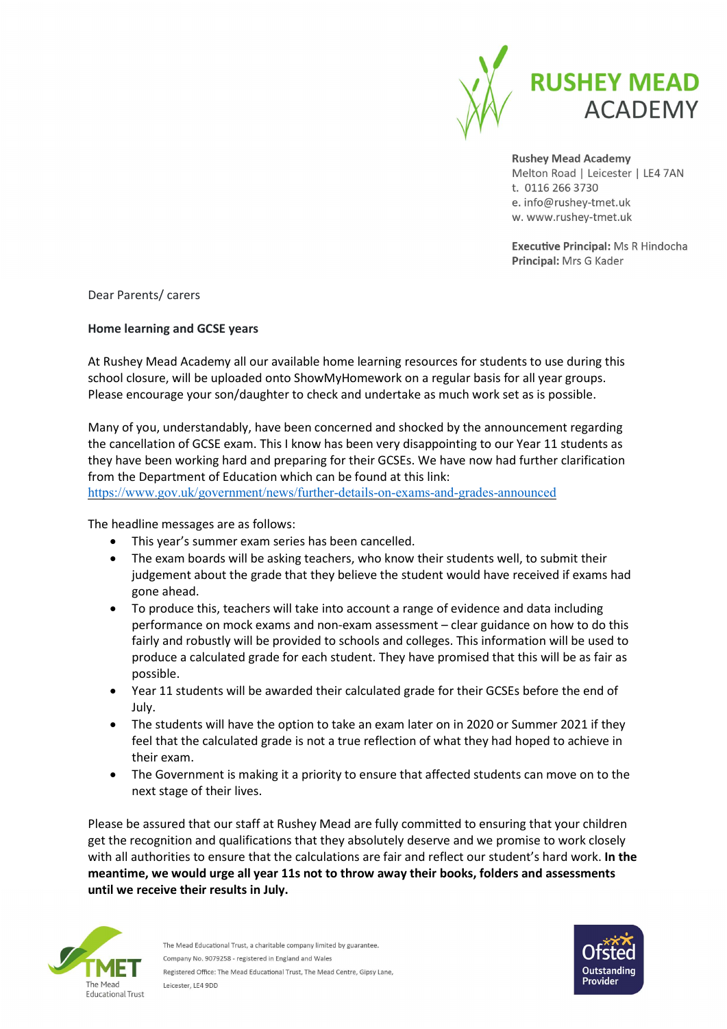# RUSHEY MEAD ACADEMY

**Rushey Mead Academy**
Melton Road | Leicester | LE4 7AN
t. 0116 266 3730
e. info@rushey-tmet.uk
w. www.rushey-tmet.uk

**Executive Principal:** Ms R Hindocha
**Principal:** Mrs G Kader

Dear Parents/ carers

**Home learning and GCSE years**

At Rushey Mead Academy all our available home learning resources for students to use during this school closure, will be uploaded onto ShowMyHomework on a regular basis for all year groups. Please encourage your son/daughter to check and undertake as much work set as is possible.

Many of you, understandably, have been concerned and shocked by the announcement regarding the cancellation of GCSE exam. This I know has been very disappointing to our Year 11 students as they have been working hard and preparing for their GCSEs. We have now had further clarification from the Department of Education which can be found at this link:
https://www.gov.uk/government/news/further-details-on-exams-and-grades-announced

The headline messages are as follows:

- This year's summer exam series has been cancelled.
- The exam boards will be asking teachers, who know their students well, to submit their judgement about the grade that they believe the student would have received if exams had gone ahead.
- To produce this, teachers will take into account a range of evidence and data including performance on mock exams and non-exam assessment – clear guidance on how to do this fairly and robustly will be provided to schools and colleges. This information will be used to produce a calculated grade for each student. They have promised that this will be as fair as possible.
- Year 11 students will be awarded their calculated grade for their GCSEs before the end of July.
- The students will have the option to take an exam later on in 2020 or Summer 2021 if they feel that the calculated grade is not a true reflection of what they had hoped to achieve in their exam.
- The Government is making it a priority to ensure that affected students can move on to the next stage of their lives.

Please be assured that our staff at Rushey Mead are fully committed to ensuring that your children get the recognition and qualifications that they absolutely deserve and we promise to work closely with all authorities to ensure that the calculations are fair and reflect our student's hard work. **In the meantime, we would urge all year 11s not to throw away their books, folders and assessments until we receive their results in July.**

The Mead Educational Trust, a charitable company limited by guarantee.
Company No. 9079258 - registered in England and Wales
Registered Office: The Mead Educational Trust, The Mead Centre, Gipsy Lane, Leicester, LE4 9DD

Ofsted Outstanding Provider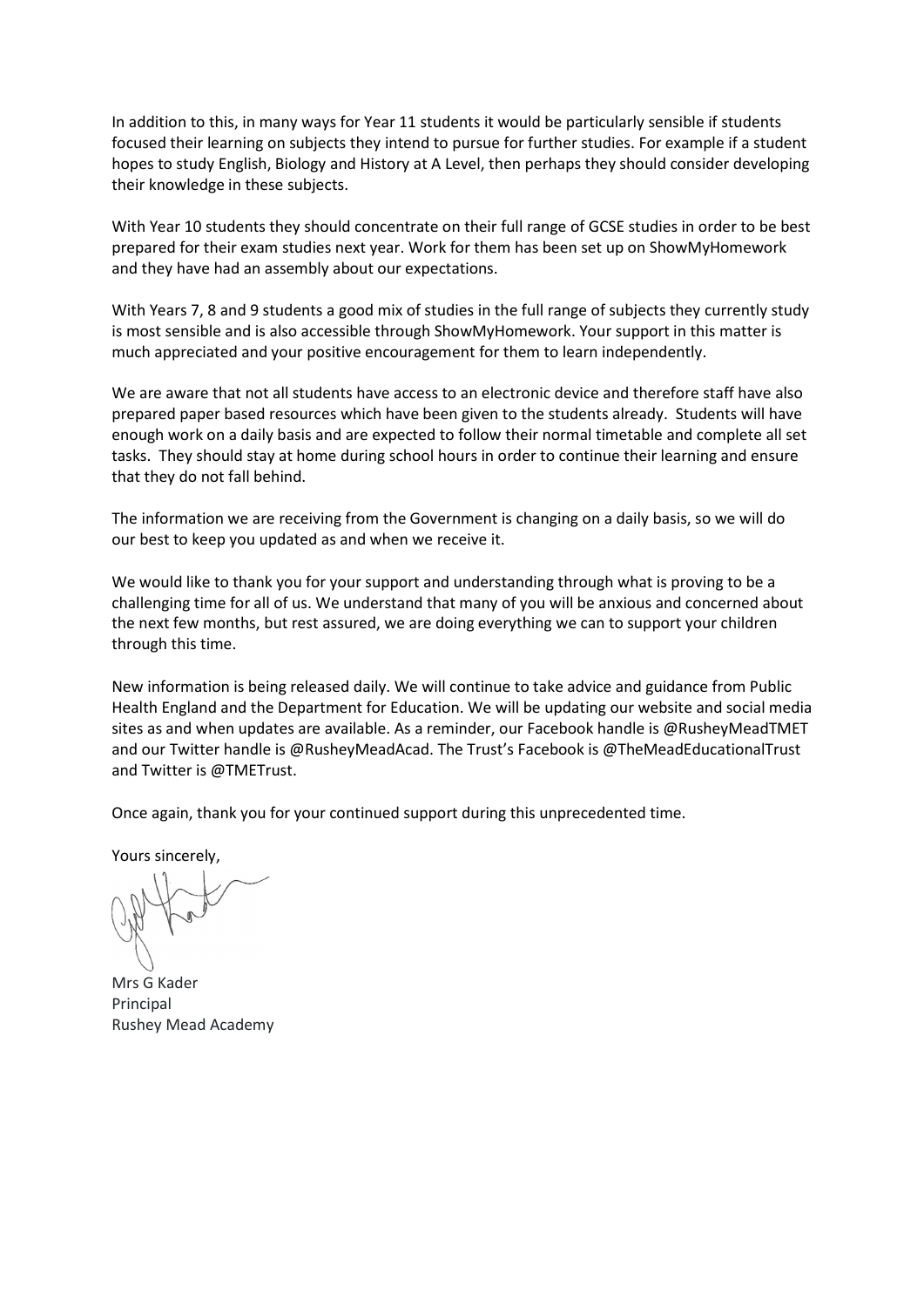In addition to this, in many ways for Year 11 students it would be particularly sensible if students focused their learning on subjects they intend to pursue for further studies. For example if a student hopes to study English, Biology and History at A Level, then perhaps they should consider developing their knowledge in these subjects.

With Year 10 students they should concentrate on their full range of GCSE studies in order to be best prepared for their exam studies next year. Work for them has been set up on ShowMyHomework and they have had an assembly about our expectations.

With Years 7, 8 and 9 students a good mix of studies in the full range of subjects they currently study is most sensible and is also accessible through ShowMyHomework. Your support in this matter is much appreciated and your positive encouragement for them to learn independently.

We are aware that not all students have access to an electronic device and therefore staff have also prepared paper based resources which have been given to the students already. Students will have enough work on a daily basis and are expected to follow their normal timetable and complete all set tasks. They should stay at home during school hours in order to continue their learning and ensure that they do not fall behind.

The information we are receiving from the Government is changing on a daily basis, so we will do our best to keep you updated as and when we receive it.

We would like to thank you for your support and understanding through what is proving to be a challenging time for all of us. We understand that many of you will be anxious and concerned about the next few months, but rest assured, we are doing everything we can to support your children through this time.

New information is being released daily. We will continue to take advice and guidance from Public Health England and the Department for Education. We will be updating our website and social media sites as and when updates are available. As a reminder, our Facebook handle is @RusheyMeadTMET and our Twitter handle is @RusheyMeadAcad. The Trust's Facebook is @TheMeadEducationalTrust and Twitter is @TMETrust.

Once again, thank you for your continued support during this unprecedented time.

Yours sincerely,

Mrs G Kader
Principal
Rushey Mead Academy